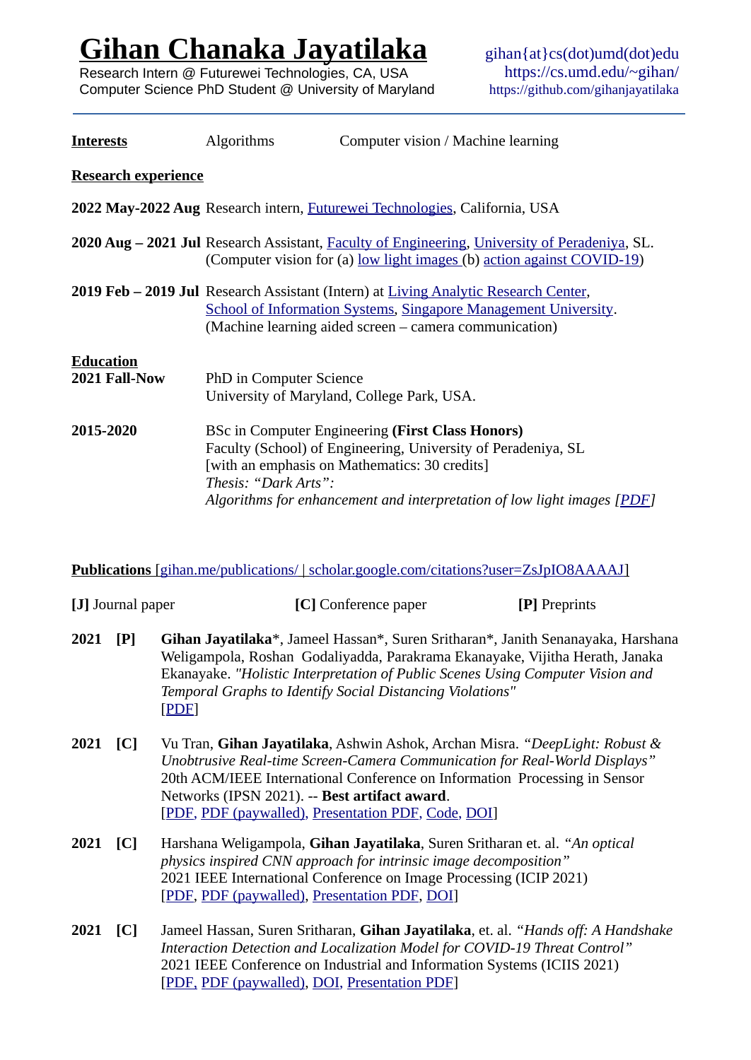# Gihan Chanaka Jayatilaka

Research Intern @ Futurewei Technologies, CA, USA
Computer Science PhD Student @ University of Maryland

gihan{at}cs(dot)umd(dot)edu
https://cs.umd.edu/~gihan/
https://github.com/gihanjayatilaka

---

**Interests** Algorithms Computer vision / Machine learning

## Research experience

**2022 May-2022 Aug** Research intern, Futurewei Technologies, California, USA

**2020 Aug – 2021 Jul** Research Assistant, Faculty of Engineering, University of Peradeniya, SL.
(Computer vision for (a) low light images (b) action against COVID-19)

**2019 Feb – 2019 Jul** Research Assistant (Intern) at Living Analytic Research Center, School of Information Systems, Singapore Management University.
(Machine learning aided screen – camera communication)

## Education

**2021 Fall-Now** PhD in Computer Science
University of Maryland, College Park, USA.

**2015-2020** BSc in Computer Engineering **(First Class Honors)**
Faculty (School) of Engineering, University of Peradeniya, SL
[with an emphasis on Mathematics: 30 credits]
*Thesis: "Dark Arts":*
*Algorithms for enhancement and interpretation of low light images [PDF]*

## Publications [gihan.me/publications/ | scholar.google.com/citations?user=ZsJpIO8AAAAJ]

**[J]** Journal paper **[C]** Conference paper **[P]** Preprints

**2021 [P]** **Gihan Jayatilaka***, Jameel Hassan*, Suren Sritharan*, Janith Senanayaka, Harshana Weligampola, Roshan Godaliyadda, Parakrama Ekanayake, Vijitha Herath, Janaka Ekanayake. *"Holistic Interpretation of Public Scenes Using Computer Vision and Temporal Graphs to Identify Social Distancing Violations"*
[PDF]

**2021 [C]** Vu Tran, **Gihan Jayatilaka**, Ashwin Ashok, Archan Misra. *"DeepLight: Robust & Unobtrusive Real-time Screen-Camera Communication for Real-World Displays"* 20th ACM/IEEE International Conference on Information Processing in Sensor Networks (IPSN 2021). -- **Best artifact award**.
[PDF, PDF (paywalled), Presentation PDF, Code, DOI]

**2021 [C]** Harshana Weligampola, **Gihan Jayatilaka**, Suren Sritharan et. al. *"An optical physics inspired CNN approach for intrinsic image decomposition"*
2021 IEEE International Conference on Image Processing (ICIP 2021)
[PDF, PDF (paywalled), Presentation PDF, DOI]

**2021 [C]** Jameel Hassan, Suren Sritharan, **Gihan Jayatilaka**, et. al. *"Hands off: A Handshake Interaction Detection and Localization Model for COVID-19 Threat Control"*
2021 IEEE Conference on Industrial and Information Systems (ICIIS 2021)
[PDF, PDF (paywalled), DOI, Presentation PDF]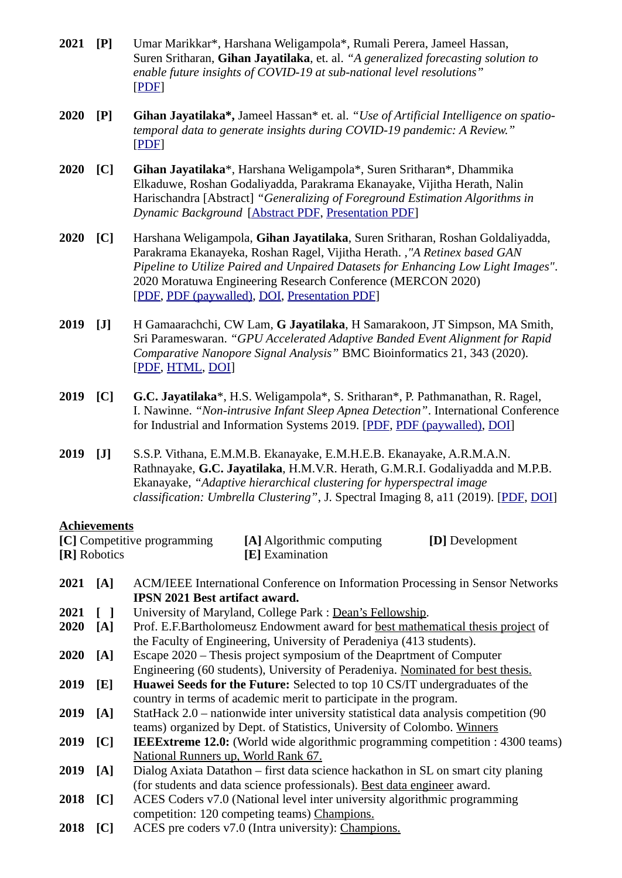**2021** **[P]** Umar Marikkar*, Harshana Weligampola*, Rumali Perera, Jameel Hassan, Suren Sritharan, **Gihan Jayatilaka**, et. al. *"A generalized forecasting solution to enable future insights of COVID-19 at sub-national level resolutions"* [PDF]

**2020** **[P]** **Gihan Jayatilaka*,** Jameel Hassan* et. al. *"Use of Artificial Intelligence on spatio-temporal data to generate insights during COVID-19 pandemic: A Review."* [PDF]

**2020** **[C]** **Gihan Jayatilaka***, Harshana Weligampola*, Suren Sritharan*, Dhammika Elkaduwe, Roshan Godaliyadda, Parakrama Ekanayake, Vijitha Herath, Nalin Harischandra [Abstract] *"Generalizing of Foreground Estimation Algorithms in Dynamic Background* [Abstract PDF, Presentation PDF]

**2020** **[C]** Harshana Weligampola, **Gihan Jayatilaka**, Suren Sritharan, Roshan Goldaliyadda, Parakrama Ekanayeka, Roshan Ragel, Vijitha Herath. ,*"A Retinex based GAN Pipeline to Utilize Paired and Unpaired Datasets for Enhancing Low Light Images"*. 2020 Moratuwa Engineering Research Conference (MERCON 2020) [PDF, PDF (paywalled), DOI, Presentation PDF]

**2019** **[J]** H Gamaarachchi, CW Lam, **G Jayatilaka**, H Samarakoon, JT Simpson, MA Smith, Sri Parameswaran. *"GPU Accelerated Adaptive Banded Event Alignment for Rapid Comparative Nanopore Signal Analysis"* BMC Bioinformatics 21, 343 (2020). [PDF, HTML, DOI]

**2019** **[C]** **G.C. Jayatilaka***, H.S. Weligampola*, S. Sritharan*, P. Pathmanathan, R. Ragel, I. Nawinne. *"Non-intrusive Infant Sleep Apnea Detection"*. International Conference for Industrial and Information Systems 2019. [PDF, PDF (paywalled), DOI]

**2019** **[J]** S.S.P. Vithana, E.M.M.B. Ekanayake, E.M.H.E.B. Ekanayake, A.R.M.A.N. Rathnayake, **G.C. Jayatilaka**, H.M.V.R. Herath, G.M.R.I. Godaliyadda and M.P.B. Ekanayake, *"Adaptive hierarchical clustering for hyperspectral image classification: Umbrella Clustering"*, J. Spectral Imaging 8, a11 (2019). [PDF, DOI]

## Achievements

**[C]** Competitive programming | **[A]** Algorithmic computing | **[D]** Development | **[R]** Robotics | **[E]** Examination

**2021** **[A]** ACM/IEEE International Conference on Information Processing in Sensor Networks **IPSN 2021 Best artifact award.**

**2021** **[ ]** University of Maryland, College Park : Dean's Fellowship.

**2020** **[A]** Prof. E.F.Bartholomeusz Endowment award for best mathematical thesis project of the Faculty of Engineering, University of Peradeniya (413 students).

**2020** **[A]** Escape 2020 – Thesis project symposium of the Deaprtment of Computer Engineering (60 students), University of Peradeniya. Nominated for best thesis.

**2019** **[E]** **Huawei Seeds for the Future:** Selected to top 10 CS/IT undergraduates of the country in terms of academic merit to participate in the program.

**2019** **[A]** StatHack 2.0 – nationwide inter university statistical data analysis competition (90 teams) organized by Dept. of Statistics, University of Colombo. Winners

**2019** **[C]** **IEEExtreme 12.0:** (World wide algorithmic programming competition : 4300 teams) National Runners up, World Rank 67.

**2019** **[A]** Dialog Axiata Datathon – first data science hackathon in SL on smart city planing (for students and data science professionals). Best data engineer award.

**2018** **[C]** ACES Coders v7.0 (National level inter university algorithmic programming competition: 120 competing teams) Champions.

**2018** **[C]** ACES pre coders v7.0 (Intra university): Champions.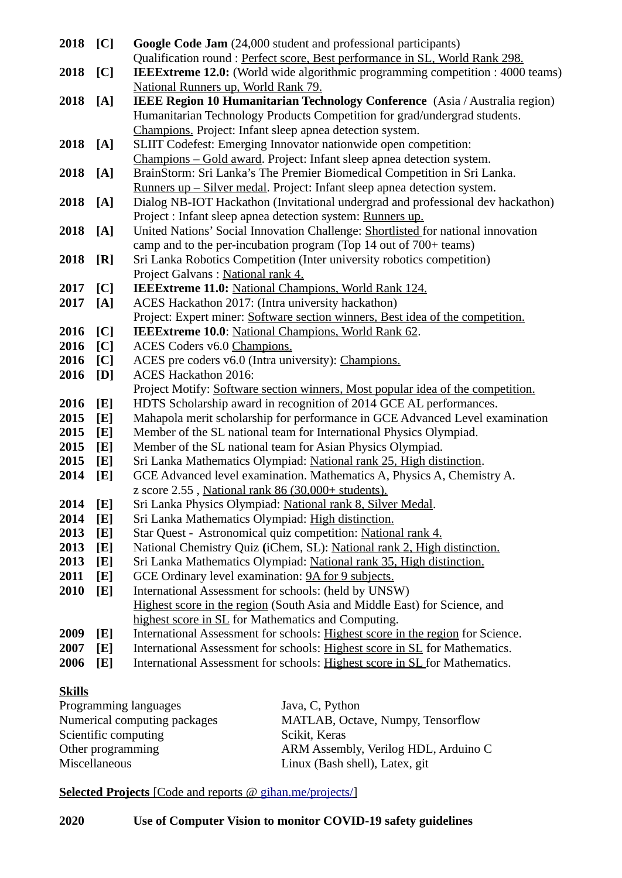| | | |
|---|---|---|
| **2018** | **[C]** | **Google Code Jam** (24,000 student and professional participants)<br>Qualification round : Perfect score, Best performance in SL, World Rank 298. |
| **2018** | **[C]** | **IEEExtreme 12.0:** (World wide algorithmic programming competition : 4000 teams)<br>National Runners up, World Rank 79. |
| **2018** | **[A]** | **IEEE Region 10 Humanitarian Technology Conference** (Asia / Australia region)<br>Humanitarian Technology Products Competition for grad/undergrad students.<br>Champions. Project: Infant sleep apnea detection system. |
| **2018** | **[A]** | SLIIT Codefest: Emerging Innovator nationwide open competition:<br>Champions – Gold award. Project: Infant sleep apnea detection system. |
| **2018** | **[A]** | BrainStorm: Sri Lanka's The Premier Biomedical Competition in Sri Lanka.<br>Runners up – Silver medal. Project: Infant sleep apnea detection system. |
| **2018** | **[A]** | Dialog NB-IOT Hackathon (Invitational undergrad and professional dev hackathon)<br>Project : Infant sleep apnea detection system: Runners up. |
| **2018** | **[A]** | United Nations' Social Innovation Challenge: Shortlisted for national innovation camp and to the per-incubation program (Top 14 out of 700+ teams) |
| **2018** | **[R]** | Sri Lanka Robotics Competition (Inter university robotics competition)<br>Project Galvans : National rank 4. |
| **2017** | **[C]** | **IEEExtreme 11.0:** National Champions, World Rank 124. |
| **2017** | **[A]** | ACES Hackathon 2017: (Intra university hackathon)<br>Project: Expert miner: Software section winners, Best idea of the competition. |
| **2016** | **[C]** | **IEEExtreme 10.0**: National Champions, World Rank 62. |
| **2016** | **[C]** | ACES Coders v6.0 Champions. |
| **2016** | **[C]** | ACES pre coders v6.0 (Intra university): Champions. |
| **2016** | **[D]** | ACES Hackathon 2016:<br>Project Motify: Software section winners, Most popular idea of the competition. |
| **2016** | **[E]** | HDTS Scholarship award in recognition of 2014 GCE AL performances. |
| **2015** | **[E]** | Mahapola merit scholarship for performance in GCE Advanced Level examination |
| **2015** | **[E]** | Member of the SL national team for International Physics Olympiad. |
| **2015** | **[E]** | Member of the SL national team for Asian Physics Olympiad. |
| **2015** | **[E]** | Sri Lanka Mathematics Olympiad: National rank 25, High distinction. |
| **2014** | **[E]** | GCE Advanced level examination. Mathematics A, Physics A, Chemistry A.<br>z score 2.55 , National rank 86 (30,000+ students). |
| **2014** | **[E]** | Sri Lanka Physics Olympiad: National rank 8, Silver Medal. |
| **2014** | **[E]** | Sri Lanka Mathematics Olympiad: High distinction. |
| **2013** | **[E]** | Star Quest - Astronomical quiz competition: National rank 4. |
| **2013** | **[E]** | National Chemistry Quiz (iChem, SL): National rank 2, High distinction. |
| **2013** | **[E]** | Sri Lanka Mathematics Olympiad: National rank 35, High distinction. |
| **2011** | **[E]** | GCE Ordinary level examination: 9A for 9 subjects. |
| **2010** | **[E]** | International Assessment for schools: (held by UNSW)<br>Highest score in the region (South Asia and Middle East) for Science, and highest score in SL for Mathematics and Computing. |
| **2009** | **[E]** | International Assessment for schools: Highest score in the region for Science. |
| **2007** | **[E]** | International Assessment for schools: Highest score in SL for Mathematics. |
| **2006** | **[E]** | International Assessment for schools: Highest score in SL for Mathematics. |

**Skills**

| | |
|---|---|
| Programming languages | Java, C, Python |
| Numerical computing packages | MATLAB, Octave, Numpy, Tensorflow |
| Scientific computing | Scikit, Keras |
| Other programming | ARM Assembly, Verilog HDL, Arduino C |
| Miscellaneous | Linux (Bash shell), Latex, git |

**Selected Projects** [Code and reports @ gihan.me/projects/]

**2020** **Use of Computer Vision to monitor COVID-19 safety guidelines**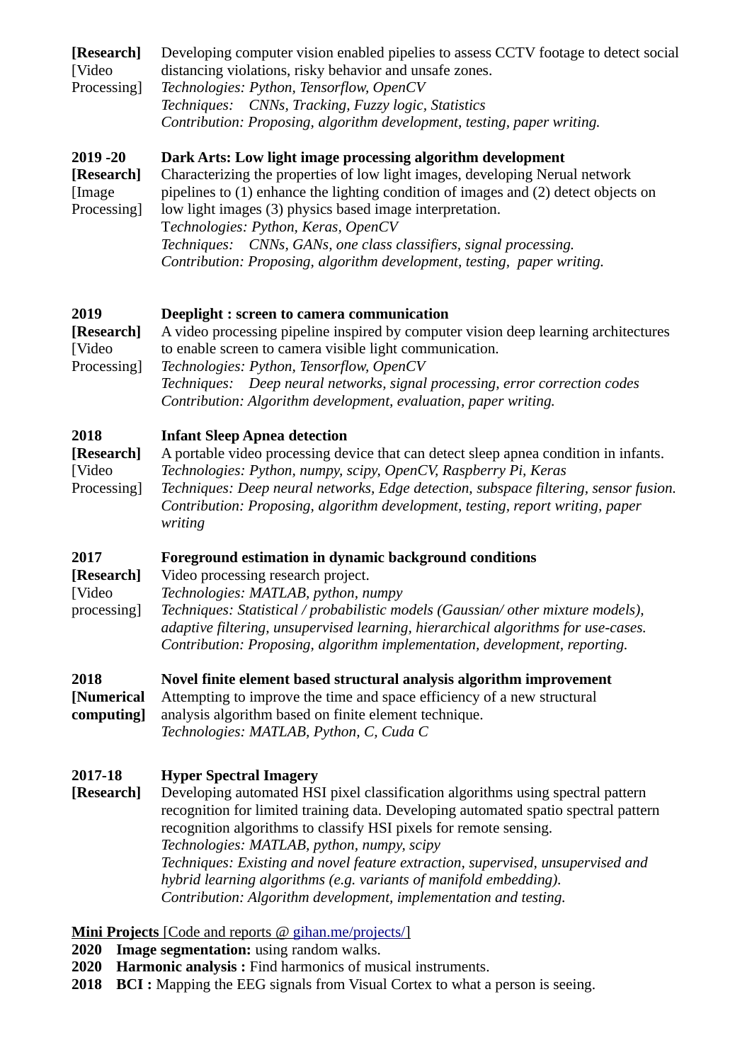**[Research]** [Video Processing]

Developing computer vision enabled pipelies to assess CCTV footage to detect social distancing violations, risky behavior and unsafe zones.
*Technologies: Python, Tensorflow, OpenCV*
*Techniques: CNNs, Tracking, Fuzzy logic, Statistics*
*Contribution: Proposing, algorithm development, testing, paper writing.*

**2019 -20** **[Research]** [Image Processing]

**Dark Arts: Low light image processing algorithm development**
Characterizing the properties of low light images, developing Nerual network pipelines to (1) enhance the lighting condition of images and (2) detect objects on low light images (3) physics based image interpretation.
*Technologies: Python, Keras, OpenCV*
*Techniques: CNNs, GANs, one class classifiers, signal processing.*
*Contribution: Proposing, algorithm development, testing, paper writing.*

**2019** **[Research]** [Video Processing]

**Deeplight : screen to camera communication**
A video processing pipeline inspired by computer vision deep learning architectures to enable screen to camera visible light communication.
*Technologies: Python, Tensorflow, OpenCV*
*Techniques: Deep neural networks, signal processing, error correction codes*
*Contribution: Algorithm development, evaluation, paper writing.*

**2018** **[Research]** [Video Processing]

**Infant Sleep Apnea detection**
A portable video processing device that can detect sleep apnea condition in infants.
*Technologies: Python, numpy, scipy, OpenCV, Raspberry Pi, Keras*
*Techniques: Deep neural networks, Edge detection, subspace filtering, sensor fusion.*
*Contribution: Proposing, algorithm development, testing, report writing, paper writing*

**2017** **[Research]** [Video processing]

**Foreground estimation in dynamic background conditions**
Video processing research project.
*Technologies: MATLAB, python, numpy*
*Techniques: Statistical / probabilistic models (Gaussian/ other mixture models), adaptive filtering, unsupervised learning, hierarchical algorithms for use-cases.*
*Contribution: Proposing, algorithm implementation, development, reporting.*

**2018** **[Numerical computing]**

**Novel finite element based structural analysis algorithm improvement**
Attempting to improve the time and space efficiency of a new structural analysis algorithm based on finite element technique.
*Technologies: MATLAB, Python, C, Cuda C*

**2017-18** **[Research]**

**Hyper Spectral Imagery**
Developing automated HSI pixel classification algorithms using spectral pattern recognition for limited training data. Developing automated spatio spectral pattern recognition algorithms to classify HSI pixels for remote sensing.
*Technologies: MATLAB, python, numpy, scipy*
*Techniques: Existing and novel feature extraction, supervised, unsupervised and hybrid learning algorithms (e.g. variants of manifold embedding).*
*Contribution: Algorithm development, implementation and testing.*

**Mini Projects** [Code and reports @ gihan.me/projects/]

**2020** **Image segmentation:** using random walks.
**2020** **Harmonic analysis :** Find harmonics of musical instruments.
**2018** **BCI :** Mapping the EEG signals from Visual Cortex to what a person is seeing.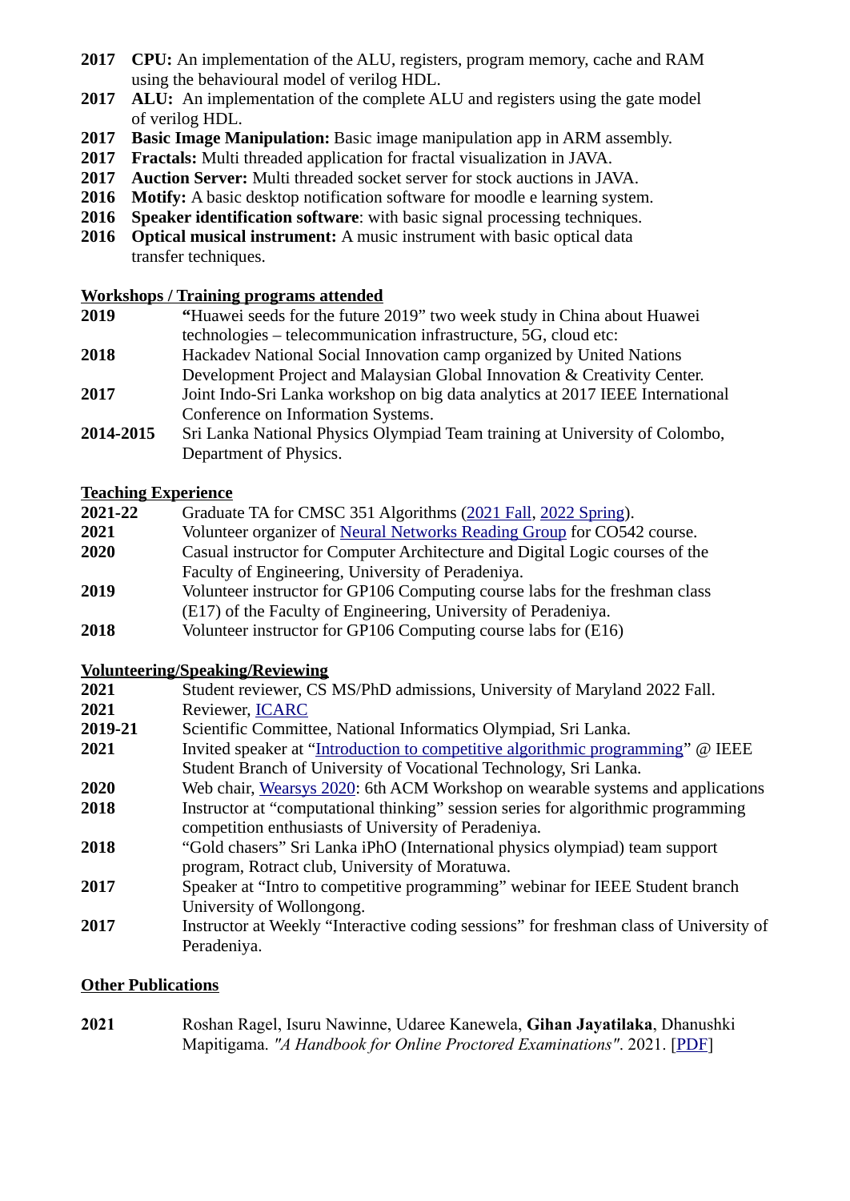**2017** **CPU:** An implementation of the ALU, registers, program memory, cache and RAM using the behavioural model of verilog HDL.
**2017** **ALU:** An implementation of the complete ALU and registers using the gate model of verilog HDL.
**2017** **Basic Image Manipulation:** Basic image manipulation app in ARM assembly.
**2017** **Fractals:** Multi threaded application for fractal visualization in JAVA.
**2017** **Auction Server:** Multi threaded socket server for stock auctions in JAVA.
**2016** **Motify:** A basic desktop notification software for moodle e learning system.
**2016** **Speaker identification software**: with basic signal processing techniques.
**2016** **Optical musical instrument:** A music instrument with basic optical data transfer techniques.

## Workshops / Training programs attended

**2019** "Huawei seeds for the future 2019" two week study in China about Huawei technologies – telecommunication infrastructure, 5G, cloud etc:
**2018** Hackadev National Social Innovation camp organized by United Nations Development Project and Malaysian Global Innovation & Creativity Center.
**2017** Joint Indo-Sri Lanka workshop on big data analytics at 2017 IEEE International Conference on Information Systems.
**2014-2015** Sri Lanka National Physics Olympiad Team training at University of Colombo, Department of Physics.

## Teaching Experience

**2021-22** Graduate TA for CMSC 351 Algorithms (2021 Fall, 2022 Spring).
**2021** Volunteer organizer of Neural Networks Reading Group for CO542 course.
**2020** Casual instructor for Computer Architecture and Digital Logic courses of the Faculty of Engineering, University of Peradeniya.
**2019** Volunteer instructor for GP106 Computing course labs for the freshman class (E17) of the Faculty of Engineering, University of Peradeniya.
**2018** Volunteer instructor for GP106 Computing course labs for (E16)

## Volunteering/Speaking/Reviewing

**2021** Student reviewer, CS MS/PhD admissions, University of Maryland 2022 Fall.
**2021** Reviewer, ICARC
**2019-21** Scientific Committee, National Informatics Olympiad, Sri Lanka.
**2021** Invited speaker at "Introduction to competitive algorithmic programming" @ IEEE Student Branch of University of Vocational Technology, Sri Lanka.
**2020** Web chair, Wearsys 2020: 6th ACM Workshop on wearable systems and applications
**2018** Instructor at "computational thinking" session series for algorithmic programming competition enthusiasts of University of Peradeniya.
**2018** "Gold chasers" Sri Lanka iPhO (International physics olympiad) team support program, Rotract club, University of Moratuwa.
**2017** Speaker at "Intro to competitive programming" webinar for IEEE Student branch University of Wollongong.
**2017** Instructor at Weekly "Interactive coding sessions" for freshman class of University of Peradeniya.

## Other Publications

**2021** Roshan Ragel, Isuru Nawinne, Udaree Kanewela, **Gihan Jayatilaka**, Dhanushki Mapitigama. *"A Handbook for Online Proctored Examinations"*. 2021. [PDF]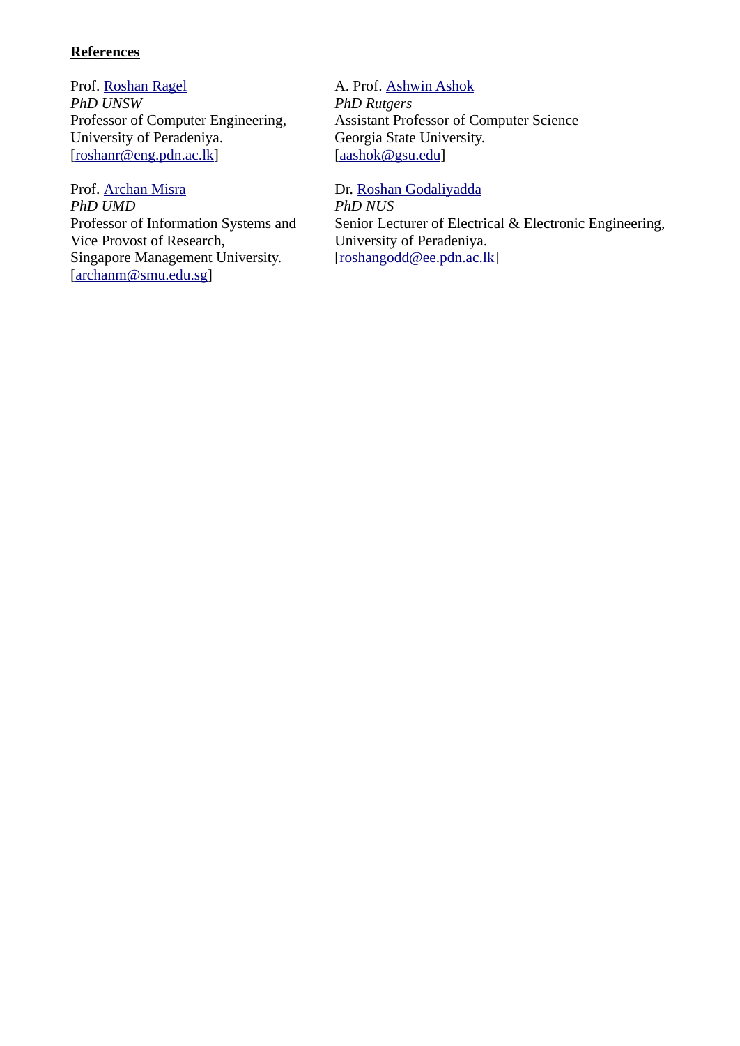**References**

Prof. Roshan Ragel
*PhD UNSW*
Professor of Computer Engineering,
University of Peradeniya.
[roshanr@eng.pdn.ac.lk]

Prof. Archan Misra
*PhD UMD*
Professor of Information Systems and
Vice Provost of Research,
Singapore Management University.
[archanm@smu.edu.sg]

A. Prof. Ashwin Ashok
*PhD Rutgers*
Assistant Professor of Computer Science
Georgia State University.
[aashok@gsu.edu]

Dr. Roshan Godaliyadda
*PhD NUS*
Senior Lecturer of Electrical & Electronic Engineering,
University of Peradeniya.
[roshangodd@ee.pdn.ac.lk]